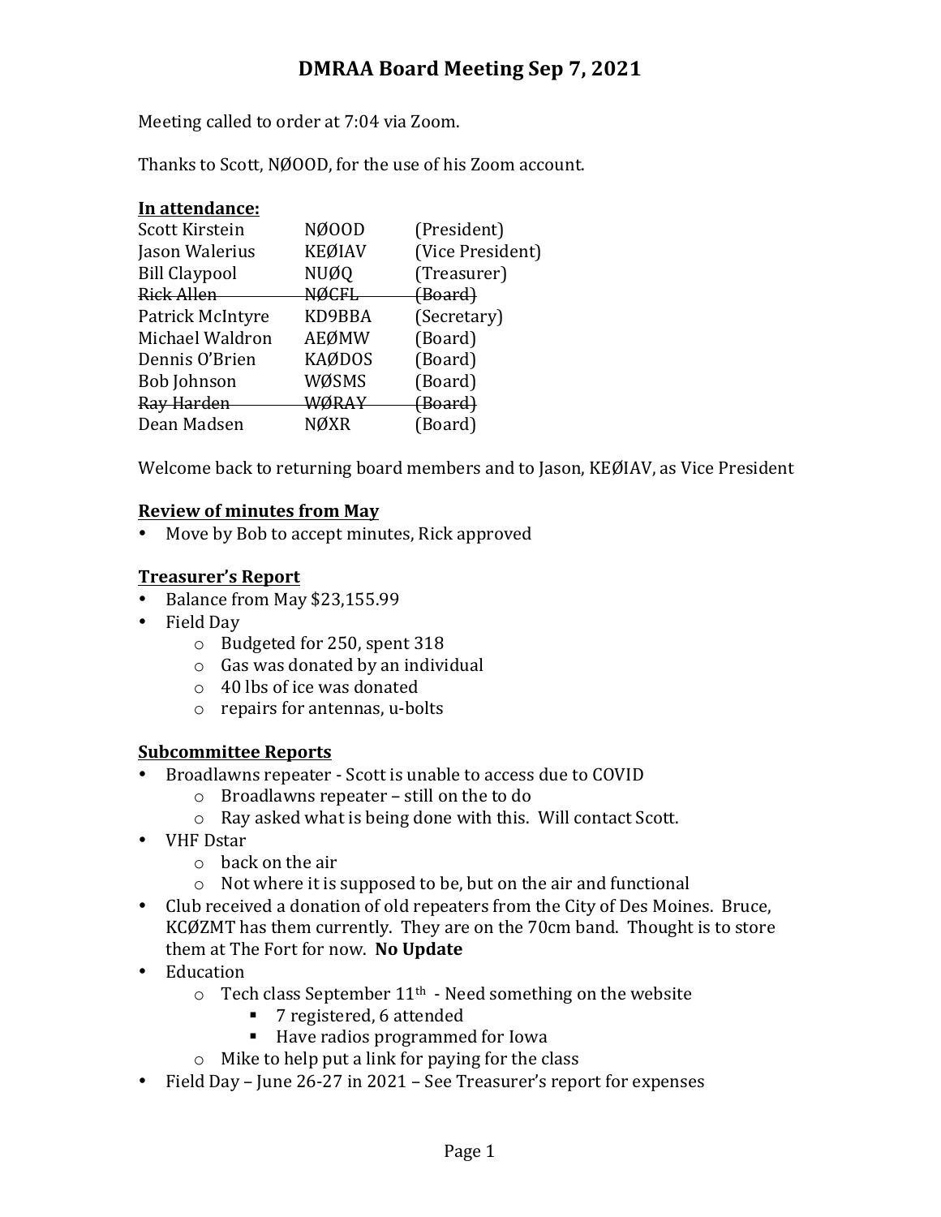# DMRAA Board Meeting Sep 7, 2021

Meeting called to order at 7:04 via Zoom.

Thanks to Scott, NØOOD, for the use of his Zoom account.

**In attendance:**

| | | |
|---|---|---|
| Scott Kirstein | NØOOD | (President) |
| Jason Walerius | KEØIAV | (Vice President) |
| Bill Claypool | NUØQ | (Treasurer) |
| ~~Rick Allen~~ | ~~NØCFL~~ | ~~(Board)~~ |
| Patrick McIntyre | KD9BBA | (Secretary) |
| Michael Waldron | AEØMW | (Board) |
| Dennis O'Brien | KAØDOS | (Board) |
| Bob Johnson | WØSMS | (Board) |
| ~~Ray Harden~~ | ~~WØRAY~~ | ~~(Board)~~ |
| Dean Madsen | NØXR | (Board) |

Welcome back to returning board members and to Jason, KEØIAV, as Vice President

**Review of minutes from May**

- Move by Bob to accept minutes, Rick approved

**Treasurer's Report**

- Balance from May $23,155.99
- Field Day
  - Budgeted for 250, spent 318
  - Gas was donated by an individual
  - 40 lbs of ice was donated
  - repairs for antennas, u-bolts

**Subcommittee Reports**

- Broadlawns repeater - Scott is unable to access due to COVID
  - Broadlawns repeater – still on the to do
  - Ray asked what is being done with this. Will contact Scott.
- VHF Dstar
  - back on the air
  - Not where it is supposed to be, but on the air and functional
- Club received a donation of old repeaters from the City of Des Moines. Bruce, KCØZMT has them currently. They are on the 70cm band. Thought is to store them at The Fort for now. **No Update**
- Education
  - Tech class September 11th - Need something on the website
    - 7 registered, 6 attended
    - Have radios programmed for Iowa
  - Mike to help put a link for paying for the class
- Field Day – June 26-27 in 2021 – See Treasurer's report for expenses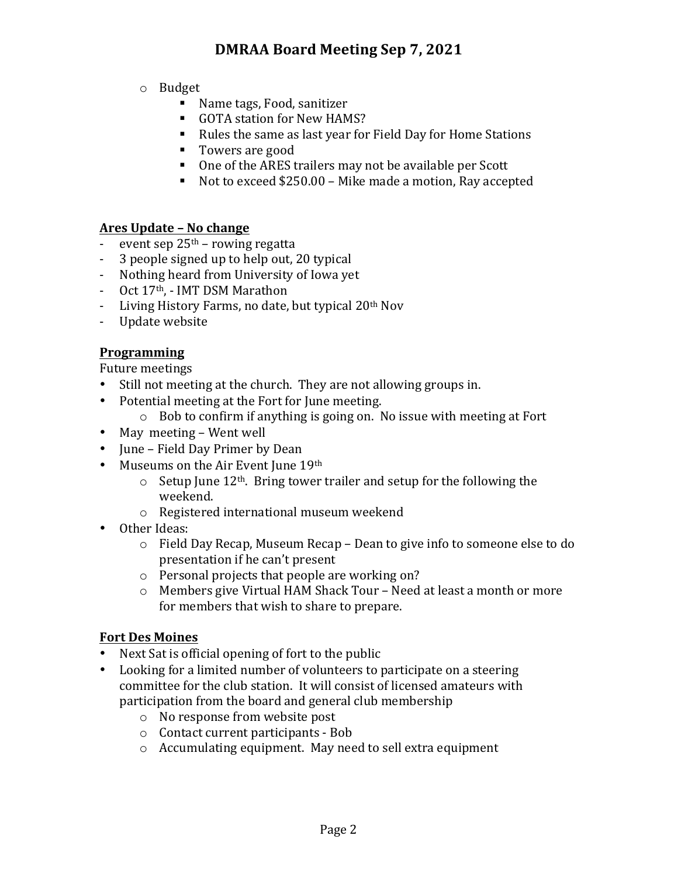- Budget
  - Name tags, Food, sanitizer
  - GOTA station for New HAMS?
  - Rules the same as last year for Field Day for Home Stations
  - Towers are good
  - One of the ARES trailers may not be available per Scott
  - Not to exceed $250.00 – Mike made a motion, Ray accepted

**Ares Update – No change**

- event sep 25th – rowing regatta
- 3 people signed up to help out, 20 typical
- Nothing heard from University of Iowa yet
- Oct 17th, - IMT DSM Marathon
- Living History Farms, no date, but typical 20th Nov
- Update website

**Programming**

Future meetings

- Still not meeting at the church. They are not allowing groups in.
- Potential meeting at the Fort for June meeting.
  - Bob to confirm if anything is going on. No issue with meeting at Fort
- May meeting – Went well
- June – Field Day Primer by Dean
- Museums on the Air Event June 19th
  - Setup June 12th. Bring tower trailer and setup for the following the weekend.
  - Registered international museum weekend
- Other Ideas:
  - Field Day Recap, Museum Recap – Dean to give info to someone else to do presentation if he can't present
  - Personal projects that people are working on?
  - Members give Virtual HAM Shack Tour – Need at least a month or more for members that wish to share to prepare.

**Fort Des Moines**

- Next Sat is official opening of fort to the public
- Looking for a limited number of volunteers to participate on a steering committee for the club station. It will consist of licensed amateurs with participation from the board and general club membership
  - No response from website post
  - Contact current participants - Bob
  - Accumulating equipment. May need to sell extra equipment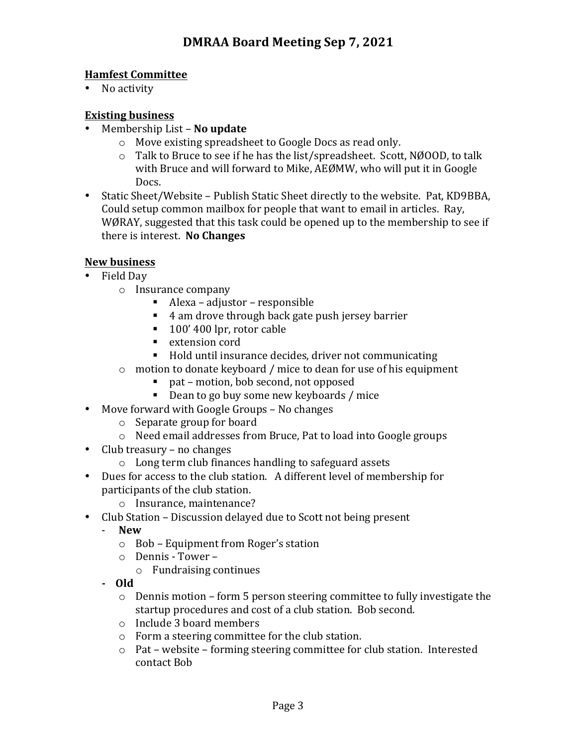# DMRAA Board Meeting Sep 7, 2021

**Hamfest Committee**

- No activity

**Existing business**

- Membership List – **No update**
  - Move existing spreadsheet to Google Docs as read only.
  - Talk to Bruce to see if he has the list/spreadsheet. Scott, NØOOD, to talk with Bruce and will forward to Mike, AEØMW, who will put it in Google Docs.
- Static Sheet/Website – Publish Static Sheet directly to the website. Pat, KD9BBA, Could setup common mailbox for people that want to email in articles. Ray, WØRAY, suggested that this task could be opened up to the membership to see if there is interest. **No Changes**

**New business**

- Field Day
  - Insurance company
    - Alexa – adjustor – responsible
    - 4 am drove through back gate push jersey barrier
    - 100' 400 lpr, rotor cable
    - extension cord
    - Hold until insurance decides, driver not communicating
  - motion to donate keyboard / mice to dean for use of his equipment
    - pat – motion, bob second, not opposed
    - Dean to go buy some new keyboards / mice
- Move forward with Google Groups – No changes
  - Separate group for board
  - Need email addresses from Bruce, Pat to load into Google groups
- Club treasury – no changes
  - Long term club finances handling to safeguard assets
- Dues for access to the club station. A different level of membership for participants of the club station.
  - Insurance, maintenance?
- Club Station – Discussion delayed due to Scott not being present
  - **New**
    - Bob – Equipment from Roger's station
    - Dennis - Tower –
    - Fundraising continues
  - **Old**
    - Dennis motion – form 5 person steering committee to fully investigate the startup procedures and cost of a club station. Bob second.
    - Include 3 board members
    - Form a steering committee for the club station.
    - Pat – website – forming steering committee for club station. Interested contact Bob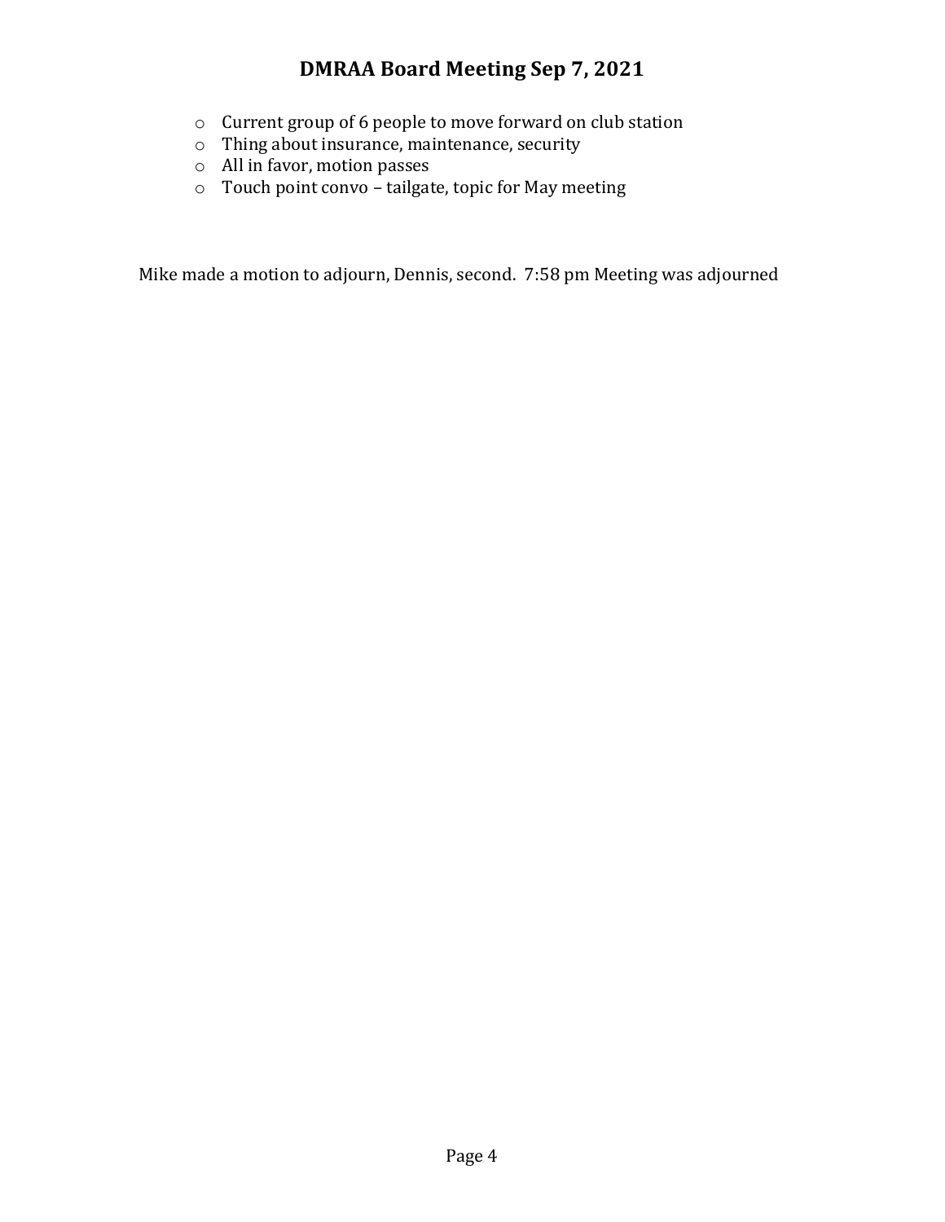- Current group of 6 people to move forward on club station
- Thing about insurance, maintenance, security
- All in favor, motion passes
- Touch point convo – tailgate, topic for May meeting

Mike made a motion to adjourn, Dennis, second. 7:58 pm Meeting was adjourned